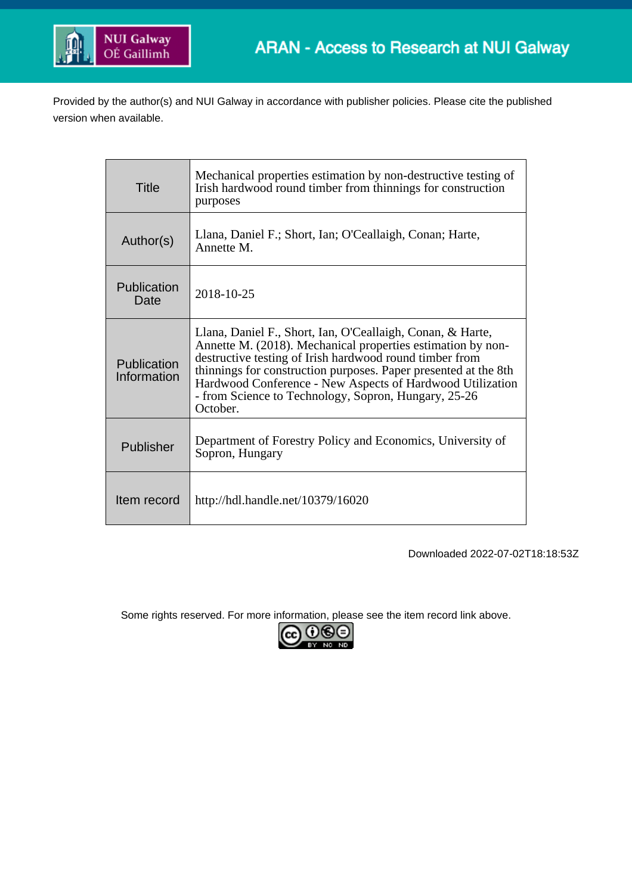ARAN - Access to Research at NUI Galway

Provided by the author(s) and NUI Galway in accordance with publisher policies. Please cite the published version when available.

| | |
|---|---|
| Title | Mechanical properties estimation by non-destructive testing of Irish hardwood round timber from thinnings for construction purposes |
| Author(s) | Llana, Daniel F.; Short, Ian; O'Ceallaigh, Conan; Harte, Annette M. |
| Publication Date | 2018-10-25 |
| Publication Information | Llana, Daniel F., Short, Ian, O'Ceallaigh, Conan, & Harte, Annette M. (2018). Mechanical properties estimation by non-destructive testing of Irish hardwood round timber from thinnings for construction purposes. Paper presented at the 8th Hardwood Conference - New Aspects of Hardwood Utilization - from Science to Technology, Sopron, Hungary, 25-26 October. |
| Publisher | Department of Forestry Policy and Economics, University of Sopron, Hungary |
| Item record | http://hdl.handle.net/10379/16020 |

Downloaded 2022-07-02T18:18:53Z

Some rights reserved. For more information, please see the item record link above.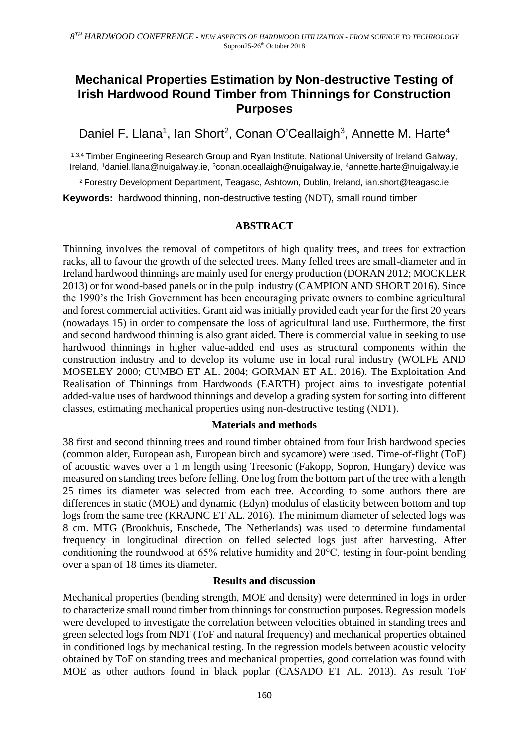# Mechanical Properties Estimation by Non-destructive Testing of Irish Hardwood Round Timber from Thinnings for Construction Purposes

Daniel F. Llana[1], Ian Short[2], Conan O'Ceallaigh[3], Annette M. Harte[4]

[1,3,4] Timber Engineering Research Group and Ryan Institute, National University of Ireland Galway, Ireland, [1]daniel.llana@nuigalway.ie, [3]conan.oceallaigh@nuigalway.ie, [4]annette.harte@nuigalway.ie

[2] Forestry Development Department, Teagasc, Ashtown, Dublin, Ireland, ian.short@teagasc.ie

**Keywords:** hardwood thinning, non-destructive testing (NDT), small round timber

## ABSTRACT

Thinning involves the removal of competitors of high quality trees, and trees for extraction racks, all to favour the growth of the selected trees. Many felled trees are small-diameter and in Ireland hardwood thinnings are mainly used for energy production (DORAN 2012; MOCKLER 2013) or for wood-based panels or in the pulp industry (CAMPION AND SHORT 2016). Since the 1990's the Irish Government has been encouraging private owners to combine agricultural and forest commercial activities. Grant aid was initially provided each year for the first 20 years (nowadays 15) in order to compensate the loss of agricultural land use. Furthermore, the first and second hardwood thinning is also grant aided. There is commercial value in seeking to use hardwood thinnings in higher value-added end uses as structural components within the construction industry and to develop its volume use in local rural industry (WOLFE AND MOSELEY 2000; CUMBO ET AL. 2004; GORMAN ET AL. 2016). The Exploitation And Realisation of Thinnings from Hardwoods (EARTH) project aims to investigate potential added-value uses of hardwood thinnings and develop a grading system for sorting into different classes, estimating mechanical properties using non-destructive testing (NDT).

### Materials and methods

38 first and second thinning trees and round timber obtained from four Irish hardwood species (common alder, European ash, European birch and sycamore) were used. Time-of-flight (ToF) of acoustic waves over a 1 m length using Treesonic (Fakopp, Sopron, Hungary) device was measured on standing trees before felling. One log from the bottom part of the tree with a length 25 times its diameter was selected from each tree. According to some authors there are differences in static (MOE) and dynamic (Edyn) modulus of elasticity between bottom and top logs from the same tree (KRAJNC ET AL. 2016). The minimum diameter of selected logs was 8 cm. MTG (Brookhuis, Enschede, The Netherlands) was used to determine fundamental frequency in longitudinal direction on felled selected logs just after harvesting. After conditioning the roundwood at 65% relative humidity and 20°C, testing in four-point bending over a span of 18 times its diameter.

### Results and discussion

Mechanical properties (bending strength, MOE and density) were determined in logs in order to characterize small round timber from thinnings for construction purposes. Regression models were developed to investigate the correlation between velocities obtained in standing trees and green selected logs from NDT (ToF and natural frequency) and mechanical properties obtained in conditioned logs by mechanical testing. In the regression models between acoustic velocity obtained by ToF on standing trees and mechanical properties, good correlation was found with MOE as other authors found in black poplar (CASADO ET AL. 2013). As result ToF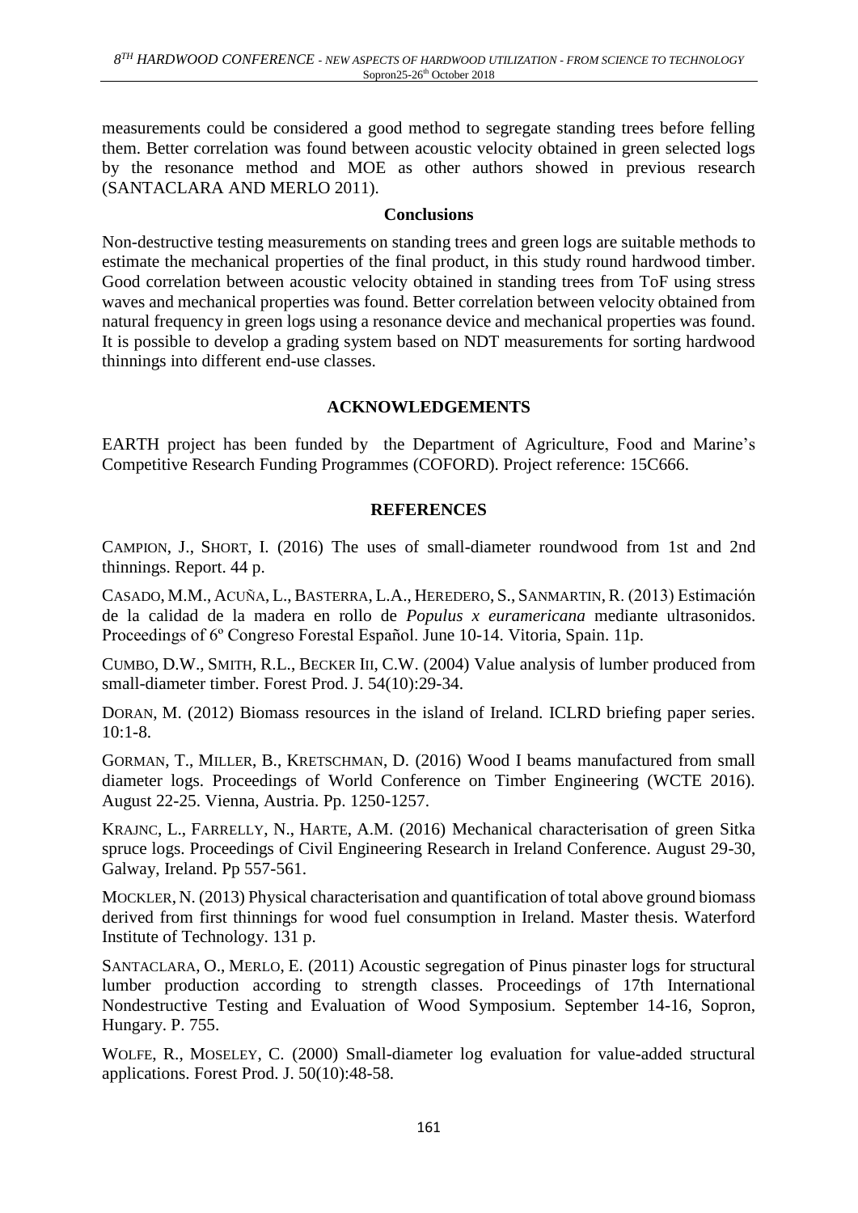measurements could be considered a good method to segregate standing trees before felling them. Better correlation was found between acoustic velocity obtained in green selected logs by the resonance method and MOE as other authors showed in previous research (SANTACLARA AND MERLO 2011).

### Conclusions

Non-destructive testing measurements on standing trees and green logs are suitable methods to estimate the mechanical properties of the final product, in this study round hardwood timber. Good correlation between acoustic velocity obtained in standing trees from ToF using stress waves and mechanical properties was found. Better correlation between velocity obtained from natural frequency in green logs using a resonance device and mechanical properties was found. It is possible to develop a grading system based on NDT measurements for sorting hardwood thinnings into different end-use classes.

## ACKNOWLEDGEMENTS

EARTH project has been funded by the Department of Agriculture, Food and Marine's Competitive Research Funding Programmes (COFORD). Project reference: 15C666.

## REFERENCES

CAMPION, J., SHORT, I. (2016) The uses of small-diameter roundwood from 1st and 2nd thinnings. Report. 44 p.

CASADO, M.M., ACUÑA, L., BASTERRA, L.A., HEREDERO, S., SANMARTIN, R. (2013) Estimación de la calidad de la madera en rollo de *Populus x euramericana* mediante ultrasonidos. Proceedings of 6º Congreso Forestal Español. June 10-14. Vitoria, Spain. 11p.

CUMBO, D.W., SMITH, R.L., BECKER III, C.W. (2004) Value analysis of lumber produced from small-diameter timber. Forest Prod. J. 54(10):29-34.

DORAN, M. (2012) Biomass resources in the island of Ireland. ICLRD briefing paper series. 10:1-8.

GORMAN, T., MILLER, B., KRETSCHMAN, D. (2016) Wood I beams manufactured from small diameter logs. Proceedings of World Conference on Timber Engineering (WCTE 2016). August 22-25. Vienna, Austria. Pp. 1250-1257.

KRAJNC, L., FARRELLY, N., HARTE, A.M. (2016) Mechanical characterisation of green Sitka spruce logs. Proceedings of Civil Engineering Research in Ireland Conference. August 29-30, Galway, Ireland. Pp 557-561.

MOCKLER, N. (2013) Physical characterisation and quantification of total above ground biomass derived from first thinnings for wood fuel consumption in Ireland. Master thesis. Waterford Institute of Technology. 131 p.

SANTACLARA, O., MERLO, E. (2011) Acoustic segregation of Pinus pinaster logs for structural lumber production according to strength classes. Proceedings of 17th International Nondestructive Testing and Evaluation of Wood Symposium. September 14-16, Sopron, Hungary. P. 755.

WOLFE, R., MOSELEY, C. (2000) Small-diameter log evaluation for value-added structural applications. Forest Prod. J. 50(10):48-58.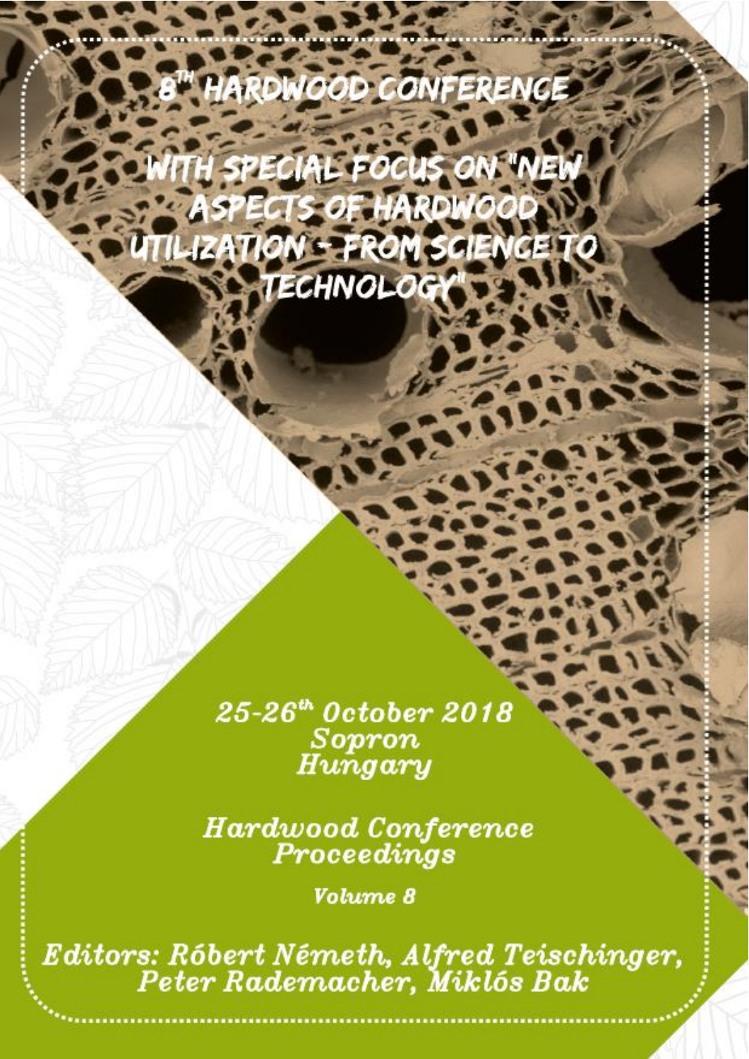# 8[TH] HARDWOOD CONFERENCE

## WITH SPECIAL FOCUS ON "NEW ASPECTS OF HARDWOOD UTILIZATION – FROM SCIENCE TO TECHNOLOGY"

*25-26[th] October 2018*
*Sopron*
*Hungary*

*Hardwood Conference Proceedings*

*Volume 8*

*Editors: Róbert Németh, Alfred Teischinger, Peter Rademacher, Miklós Bak*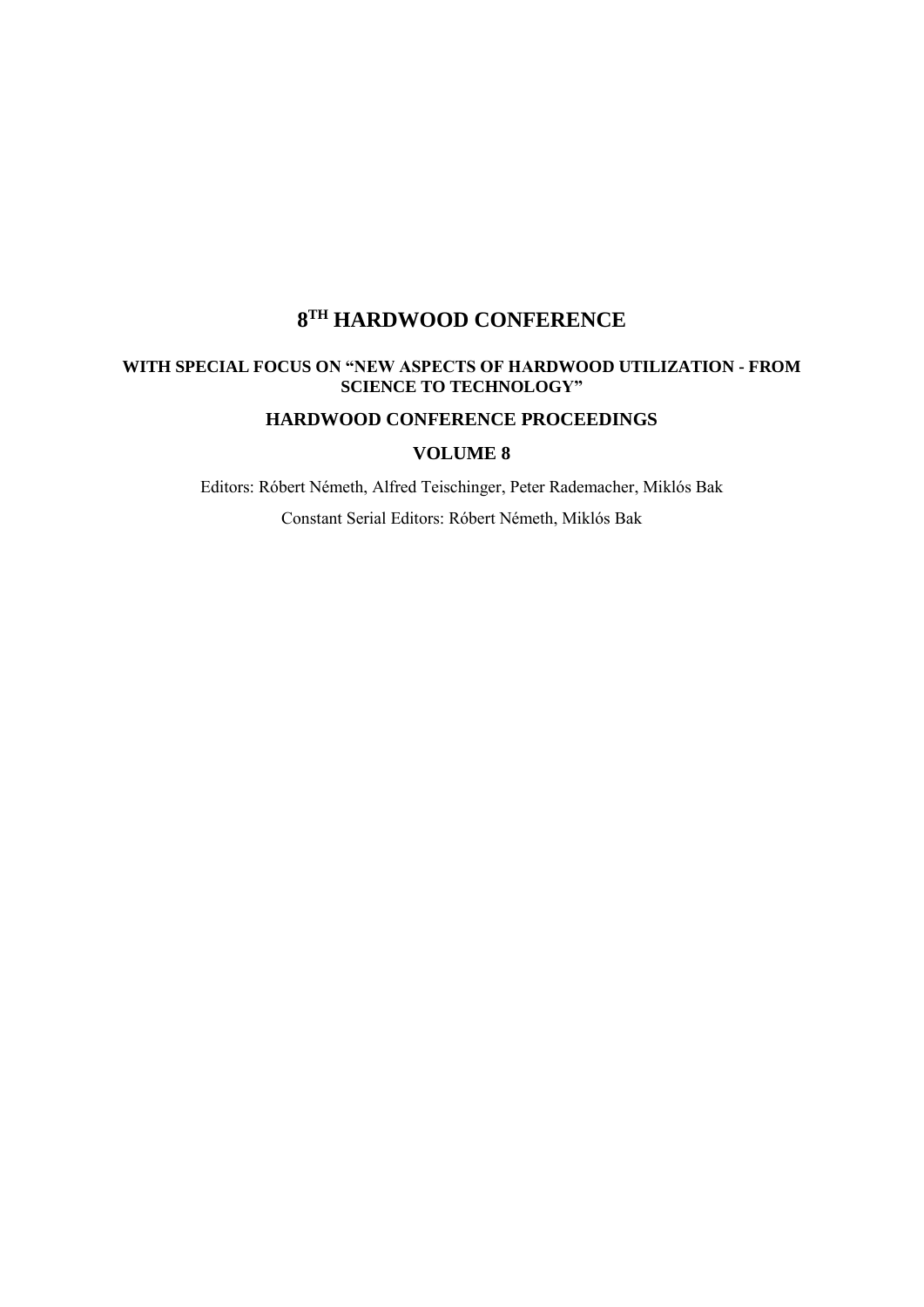# $8^{TH}$ HARDWOOD CONFERENCE

### WITH SPECIAL FOCUS ON "NEW ASPECTS OF HARDWOOD UTILIZATION - FROM SCIENCE TO TECHNOLOGY"

### HARDWOOD CONFERENCE PROCEEDINGS

### VOLUME 8

Editors: Róbert Németh, Alfred Teischinger, Peter Rademacher, Miklós Bak

Constant Serial Editors: Róbert Németh, Miklós Bak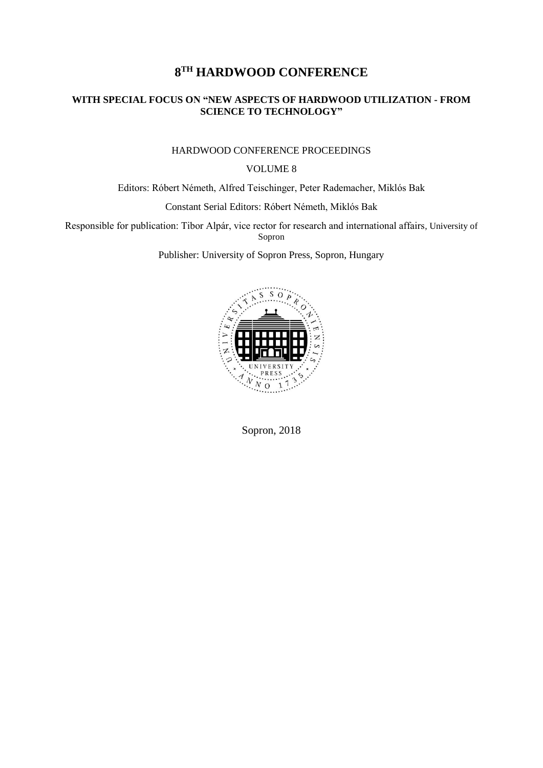# 8$^{TH}$ HARDWOOD CONFERENCE

## WITH SPECIAL FOCUS ON "NEW ASPECTS OF HARDWOOD UTILIZATION - FROM SCIENCE TO TECHNOLOGY"

HARDWOOD CONFERENCE PROCEEDINGS

VOLUME 8

Editors: Róbert Németh, Alfred Teischinger, Peter Rademacher, Miklós Bak

Constant Serial Editors: Róbert Németh, Miklós Bak

Responsible for publication: Tibor Alpár, vice rector for research and international affairs, University of Sopron

Publisher: University of Sopron Press, Sopron, Hungary

Sopron, 2018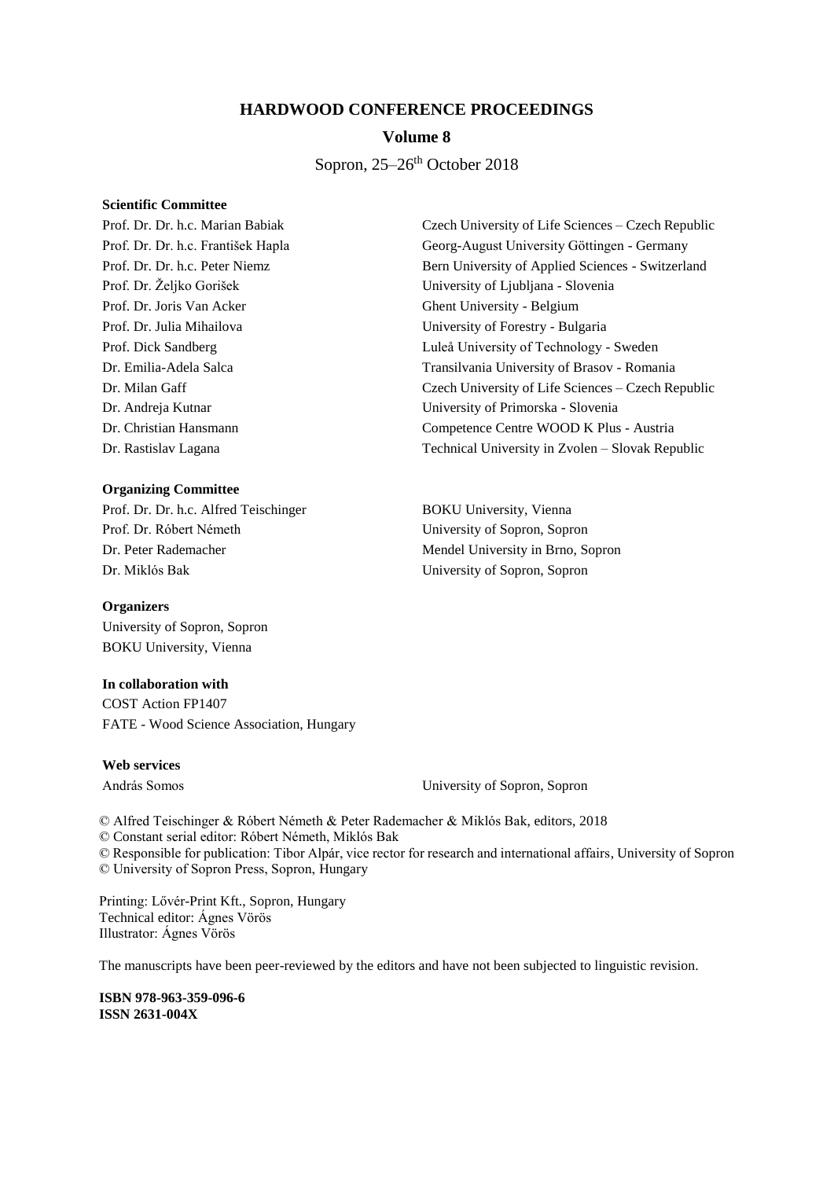# HARDWOOD CONFERENCE PROCEEDINGS

## Volume 8

Sopron, 25–26th October 2018

**Scientific Committee**

| | |
|---|---|
| Prof. Dr. Dr. h.c. Marian Babiak | Czech University of Life Sciences – Czech Republic |
| Prof. Dr. Dr. h.c. František Hapla | Georg-August University Göttingen - Germany |
| Prof. Dr. Dr. h.c. Peter Niemz | Bern University of Applied Sciences - Switzerland |
| Prof. Dr. Željko Gorišek | University of Ljubljana - Slovenia |
| Prof. Dr. Joris Van Acker | Ghent University - Belgium |
| Prof. Dr. Julia Mihailova | University of Forestry - Bulgaria |
| Prof. Dick Sandberg | Luleå University of Technology - Sweden |
| Dr. Emilia-Adela Salca | Transilvania University of Brasov - Romania |
| Dr. Milan Gaff | Czech University of Life Sciences – Czech Republic |
| Dr. Andreja Kutnar | University of Primorska - Slovenia |
| Dr. Christian Hansmann | Competence Centre WOOD K Plus - Austria |
| Dr. Rastislav Lagana | Technical University in Zvolen – Slovak Republic |

**Organizing Committee**

| | |
|---|---|
| Prof. Dr. Dr. h.c. Alfred Teischinger | BOKU University, Vienna |
| Prof. Dr. Róbert Németh | University of Sopron, Sopron |
| Dr. Peter Rademacher | Mendel University in Brno, Sopron |
| Dr. Miklós Bak | University of Sopron, Sopron |

**Organizers**

University of Sopron, Sopron
BOKU University, Vienna

**In collaboration with**

COST Action FP1407
FATE - Wood Science Association, Hungary

**Web services**

András Somos — University of Sopron, Sopron

© Alfred Teischinger & Róbert Németh & Peter Rademacher & Miklós Bak, editors, 2018
© Constant serial editor: Róbert Németh, Miklós Bak
© Responsible for publication: Tibor Alpár, vice rector for research and international affairs, University of Sopron
© University of Sopron Press, Sopron, Hungary

Printing: Lővér-Print Kft., Sopron, Hungary
Technical editor: Ágnes Vörös
Illustrator: Ágnes Vörös

The manuscripts have been peer-reviewed by the editors and have not been subjected to linguistic revision.

**ISBN 978-963-359-096-6**
**ISSN 2631-004X**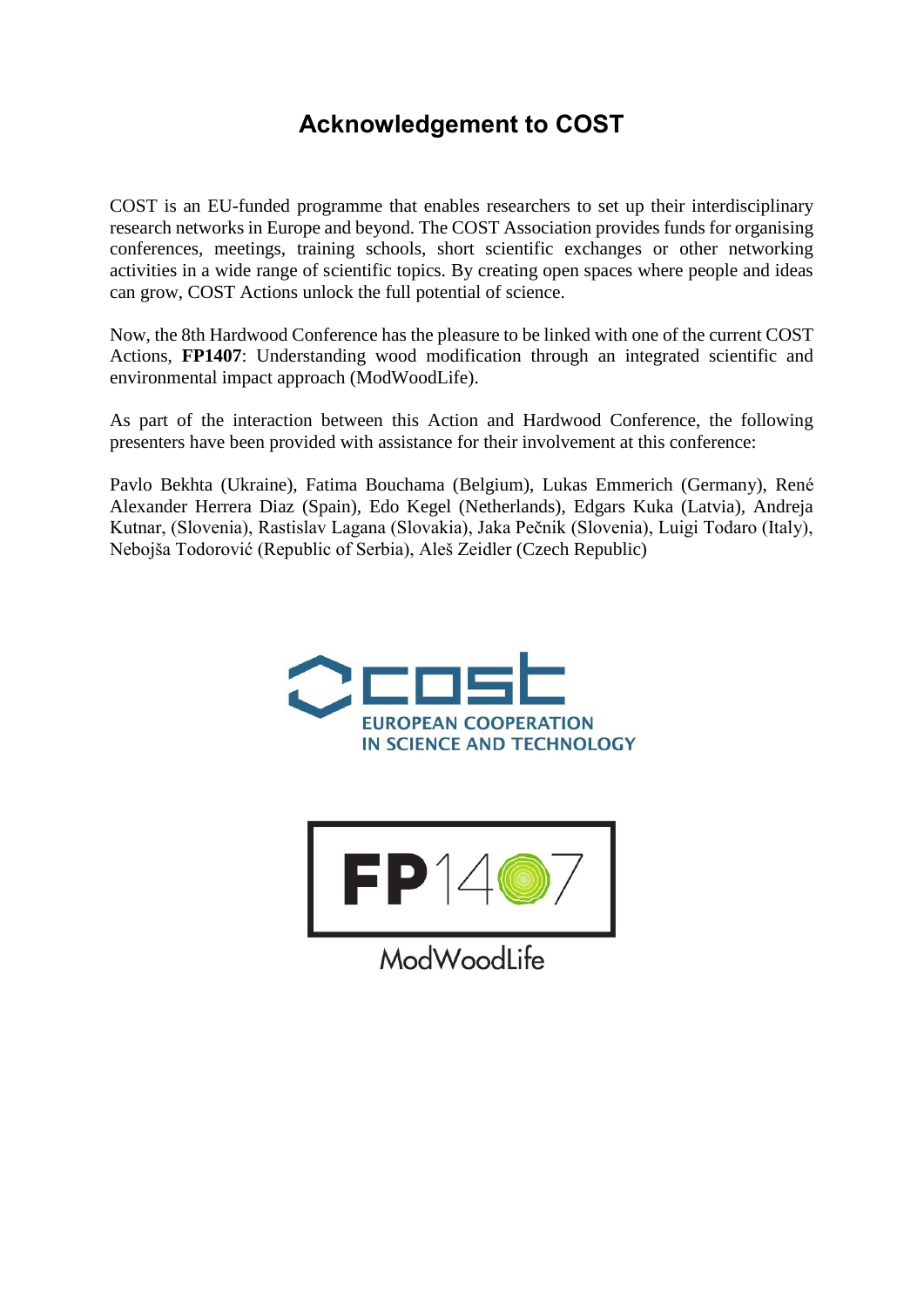# Acknowledgement to COST

COST is an EU-funded programme that enables researchers to set up their interdisciplinary research networks in Europe and beyond. The COST Association provides funds for organising conferences, meetings, training schools, short scientific exchanges or other networking activities in a wide range of scientific topics. By creating open spaces where people and ideas can grow, COST Actions unlock the full potential of science.

Now, the 8th Hardwood Conference has the pleasure to be linked with one of the current COST Actions, **FP1407**: Understanding wood modification through an integrated scientific and environmental impact approach (ModWoodLife).

As part of the interaction between this Action and Hardwood Conference, the following presenters have been provided with assistance for their involvement at this conference:

Pavlo Bekhta (Ukraine), Fatima Bouchama (Belgium), Lukas Emmerich (Germany), René Alexander Herrera Diaz (Spain), Edo Kegel (Netherlands), Edgars Kuka (Latvia), Andreja Kutnar, (Slovenia), Rastislav Lagana (Slovakia), Jaka Pečnik (Slovenia), Luigi Todaro (Italy), Nebojša Todorović (Republic of Serbia), Aleš Zeidler (Czech Republic)

EUROPEAN COOPERATION
IN SCIENCE AND TECHNOLOGY

FP1407

ModWoodLife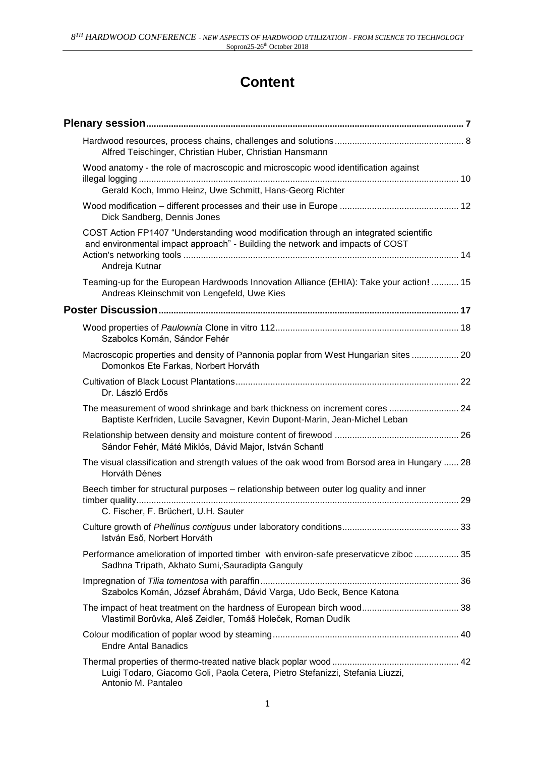# Content

| | |
|---|---|
| **Plenary session** | **7** |
| Hardwood resources, process chains, challenges and solutions<br>Alfred Teischinger, Christian Huber, Christian Hansmann | 8 |
| Wood anatomy - the role of macroscopic and microscopic wood identification against illegal logging<br>Gerald Koch, Immo Heinz, Uwe Schmitt, Hans-Georg Richter | 10 |
| Wood modification – different processes and their use in Europe<br>Dick Sandberg, Dennis Jones | 12 |
| COST Action FP1407 "Understanding wood modification through an integrated scientific and environmental impact approach" - Building the network and impacts of COST Action's networking tools<br>Andreja Kutnar | 14 |
| Teaming-up for the European Hardwoods Innovation Alliance (EHIA): Take your action**!**<br>Andreas Kleinschmit von Lengefeld, Uwe Kies | 15 |
| **Poster Discussion** | **17** |
| Wood properties of *Paulownia* Clone in vitro 112<br>Szabolcs Komán, Sándor Fehér | 18 |
| Macroscopic properties and density of Pannonia poplar from West Hungarian sites<br>Domonkos Ete Farkas, Norbert Horváth | 20 |
| Cultivation of Black Locust Plantations<br>Dr. László Erdős | 22 |
| The measurement of wood shrinkage and bark thickness on increment cores<br>Baptiste Kerfriden, Lucile Savagner, Kevin Dupont-Marin, Jean-Michel Leban | 24 |
| Relationship between density and moisture content of firewood<br>Sándor Fehér, Máté Miklós, Dávid Major, István Schantl | 26 |
| The visual classification and strength values of the oak wood from Borsod area in Hungary<br>Horváth Dénes | 28 |
| Beech timber for structural purposes – relationship between outer log quality and inner timber quality<br>C. Fischer, F. Brüchert, U.H. Sauter | 29 |
| Culture growth of *Phellinus contiguus* under laboratory conditions<br>István Eső, Norbert Horváth | 33 |
| Performance amelioration of imported timber with environ-safe preservaticve ziboc<br>Sadhna Tripath, Akhato Sumi, Sauradipta Ganguly | 35 |
| Impregnation of *Tilia tomentosa* with paraffin<br>Szabolcs Komán, József Ábrahám, Dávid Varga, Udo Beck, Bence Katona | 36 |
| The impact of heat treatment on the hardness of European birch wood<br>Vlastimil Borůvka, Aleš Zeidler, Tomáš Holeček, Roman Dudík | 38 |
| Colour modification of poplar wood by steaming<br>Endre Antal Banadics | 40 |
| Thermal properties of thermo-treated native black poplar wood<br>Luigi Todaro, Giacomo Goli, Paola Cetera, Pietro Stefanizzi, Stefania Liuzzi, Antonio M. Pantaleo | 42 |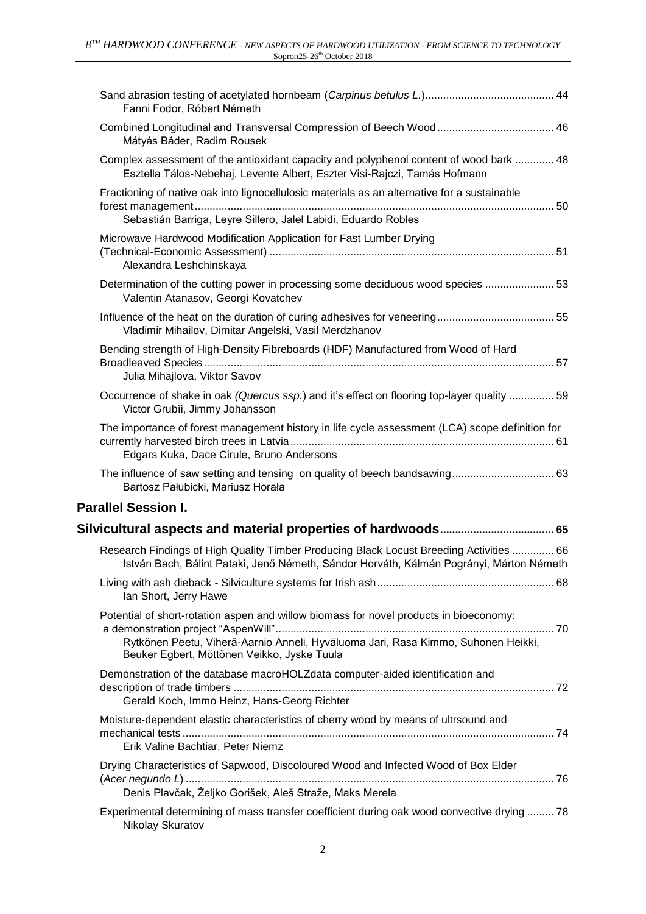Sand abrasion testing of acetylated hornbeam (*Carpinus betulus L.*) ... 44
Fanni Fodor, Róbert Németh

Combined Longitudinal and Transversal Compression of Beech Wood ... 46
Mátyás Báder, Radim Rousek

Complex assessment of the antioxidant capacity and polyphenol content of wood bark ... 48
Esztella Tálos-Nebehaj, Levente Albert, Eszter Visi-Rajczi, Tamás Hofmann

Fractioning of native oak into lignocellulosic materials as an alternative for a sustainable forest management ... 50
Sebastián Barriga, Leyre Sillero, Jalel Labidi, Eduardo Robles

Microwave Hardwood Modification Application for Fast Lumber Drying (Technical-Economic Assessment) ... 51
Alexandra Leshchinskaya

Determination of the cutting power in processing some deciduous wood species ... 53
Valentin Atanasov, Georgi Kovatchev

Influence of the heat on the duration of curing adhesives for veneering ... 55
Vladimir Mihailov, Dimitar Angelski, Vasil Merdzhanov

Bending strength of High-Density Fibreboards (HDF) Manufactured from Wood of Hard Broadleaved Species ... 57
Julia Mihajlova, Viktor Savov

Occurrence of shake in oak *(Quercus ssp.*) and it's effect on flooring top-layer quality ... 59
Victor Grubîi, Jimmy Johansson

The importance of forest management history in life cycle assessment (LCA) scope definition for currently harvested birch trees in Latvia ... 61
Edgars Kuka, Dace Cirule, Bruno Andersons

The influence of saw setting and tensing on quality of beech bandsawing ... 63
Bartosz Pałubicki, Mariusz Horała

## Parallel Session I.

## Silvicultural aspects and material properties of hardwoods ... 65

Research Findings of High Quality Timber Producing Black Locust Breeding Activities ... 66
István Bach, Bálint Pataki, Jenő Németh, Sándor Horváth, Kálmán Pogrányi, Márton Németh

Living with ash dieback - Silviculture systems for Irish ash ... 68
Ian Short, Jerry Hawe

Potential of short-rotation aspen and willow biomass for novel products in bioeconomy: a demonstration project "AspenWill" ... 70
Rytkönen Peetu, Viherä-Aarnio Anneli, Hyväluoma Jari, Rasa Kimmo, Suhonen Heikki, Beuker Egbert, Möttönen Veikko, Jyske Tuula

Demonstration of the database macroHOLZdata computer-aided identification and description of trade timbers ... 72
Gerald Koch, Immo Heinz, Hans-Georg Richter

Moisture-dependent elastic characteristics of cherry wood by means of ultrsound and mechanical tests ... 74
Erik Valine Bachtiar, Peter Niemz

Drying Characteristics of Sapwood, Discoloured Wood and Infected Wood of Box Elder (*Acer negundo L*) ... 76
Denis Plavčak, Željko Gorišek, Aleš Straže, Maks Merela

Experimental determining of mass transfer coefficient during oak wood convective drying ... 78
Nikolay Skuratov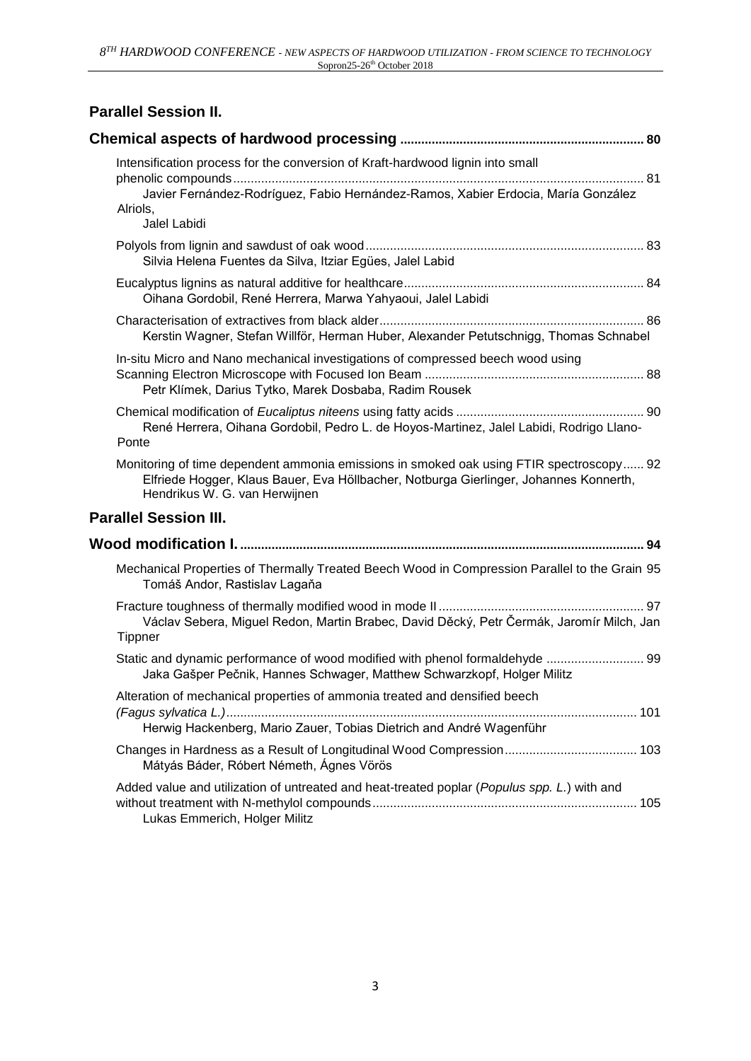## Parallel Session II.

### Chemical aspects of hardwood processing ..................................................... 80

Intensification process for the conversion of Kraft-hardwood lignin into small phenolic compounds ..................................................................................................................... 81
Javier Fernández-Rodríguez, Fabio Hernández-Ramos, Xabier Erdocia, María González Alriols, Jalel Labidi

Polyols from lignin and sawdust of oak wood ............................................................................... 83
Silvia Helena Fuentes da Silva, Itziar Egües, Jalel Labid

Eucalyptus lignins as natural additive for healthcare .................................................................... 84
Oihana Gordobil, René Herrera, Marwa Yahyaoui, Jalel Labidi

Characterisation of extractives from black alder ........................................................................... 86
Kerstin Wagner, Stefan Willför, Herman Huber, Alexander Petutschnigg, Thomas Schnabel

In-situ Micro and Nano mechanical investigations of compressed beech wood using Scanning Electron Microscope with Focused Ion Beam .............................................................. 88
Petr Klímek, Darius Tytko, Marek Dosbaba, Radim Rousek

Chemical modification of *Eucaliptus niteens* using fatty acids ..................................................... 90
René Herrera, Oihana Gordobil, Pedro L. de Hoyos-Martinez, Jalel Labidi, Rodrigo Llano-Ponte

Monitoring of time dependent ammonia emissions in smoked oak using FTIR spectroscopy ...... 92
Elfriede Hogger, Klaus Bauer, Eva Höllbacher, Notburga Gierlinger, Johannes Konnerth, Hendrikus W. G. van Herwijnen

## Parallel Session III.

### Wood modification I. .................................................................................................................. 94

Mechanical Properties of Thermally Treated Beech Wood in Compression Parallel to the Grain 95
Tomáš Andor, Rastislav Lagaňa

Fracture toughness of thermally modified wood in mode II .......................................................... 97
Václav Sebera, Miguel Redon, Martin Brabec, David Děcký, Petr Čermák, Jaromír Milch, Jan Tippner

Static and dynamic performance of wood modified with phenol formaldehyde ............................ 99
Jaka Gašper Pečnik, Hannes Schwager, Matthew Schwarzkopf, Holger Militz

Alteration of mechanical properties of ammonia treated and densified beech *(Fagus sylvatica L.)* .................................................................................................................... 101
Herwig Hackenberg, Mario Zauer, Tobias Dietrich and André Wagenführ

Changes in Hardness as a Result of Longitudinal Wood Compression ...................................... 103
Mátyás Báder, Róbert Németh, Ágnes Vörös

Added value and utilization of untreated and heat-treated poplar (*Populus spp. L.*) with and without treatment with N-methylol compounds ........................................................................... 105
Lukas Emmerich, Holger Militz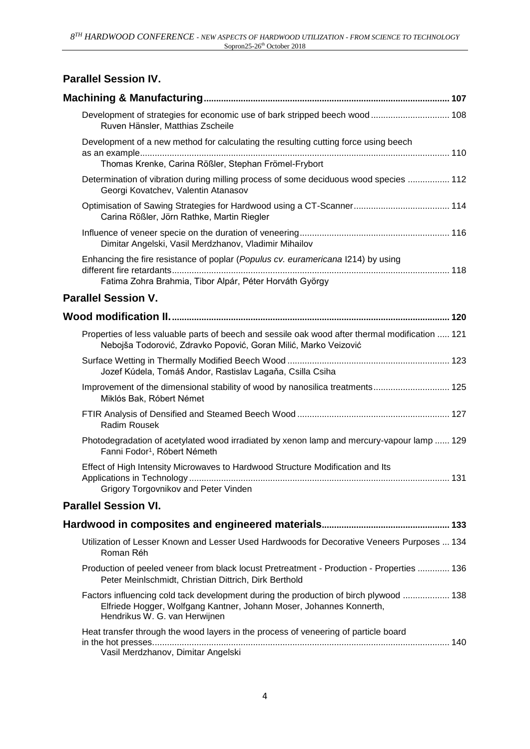## Parallel Session IV.

### Machining & Manufacturing .......... 107

Development of strategies for economic use of bark stripped beech wood .......... 108
Ruven Hänsler, Matthias Zscheile

Development of a new method for calculating the resulting cutting force using beech as an example .......... 110
Thomas Krenke, Carina Rößler, Stephan Frömel-Frybort

Determination of vibration during milling process of some deciduous wood species .......... 112
Georgi Kovatchev, Valentin Atanasov

Optimisation of Sawing Strategies for Hardwood using a CT-Scanner .......... 114
Carina Rößler, Jörn Rathke, Martin Riegler

Influence of veneer specie on the duration of veneering .......... 116
Dimitar Angelski, Vasil Merdzhanov, Vladimir Mihailov

Enhancing the fire resistance of poplar (*Populus cv. euramericana* I214) by using different fire retardants .......... 118
Fatima Zohra Brahmia, Tibor Alpár, Péter Horváth György

## Parallel Session V.

### Wood modification II. .......... 120

Properties of less valuable parts of beech and sessile oak wood after thermal modification .......... 121
Nebojša Todorović, Zdravko Popović, Goran Milić, Marko Veizović

Surface Wetting in Thermally Modified Beech Wood .......... 123
Jozef Kúdela, Tomáš Andor, Rastislav Lagaňa, Csilla Csiha

Improvement of the dimensional stability of wood by nanosilica treatments .......... 125
Miklós Bak, Róbert Német

FTIR Analysis of Densified and Steamed Beech Wood .......... 127
Radim Rousek

Photodegradation of acetylated wood irradiated by xenon lamp and mercury-vapour lamp .......... 129
Fanni Fodor[1], Róbert Németh

Effect of High Intensity Microwaves to Hardwood Structure Modification and Its Applications in Technology .......... 131
Grigory Torgovnikov and Peter Vinden

## Parallel Session VI.

### Hardwood in composites and engineered materials .......... 133

Utilization of Lesser Known and Lesser Used Hardwoods for Decorative Veneers Purposes .......... 134
Roman Réh

Production of peeled veneer from black locust Pretreatment - Production - Properties .......... 136
Peter Meinlschmidt, Christian Dittrich, Dirk Berthold

Factors influencing cold tack development during the production of birch plywood .......... 138
Elfriede Hogger, Wolfgang Kantner, Johann Moser, Johannes Konnerth, Hendrikus W. G. van Herwijnen

Heat transfer through the wood layers in the process of veneering of particle board in the hot presses .......... 140
Vasil Merdzhanov, Dimitar Angelski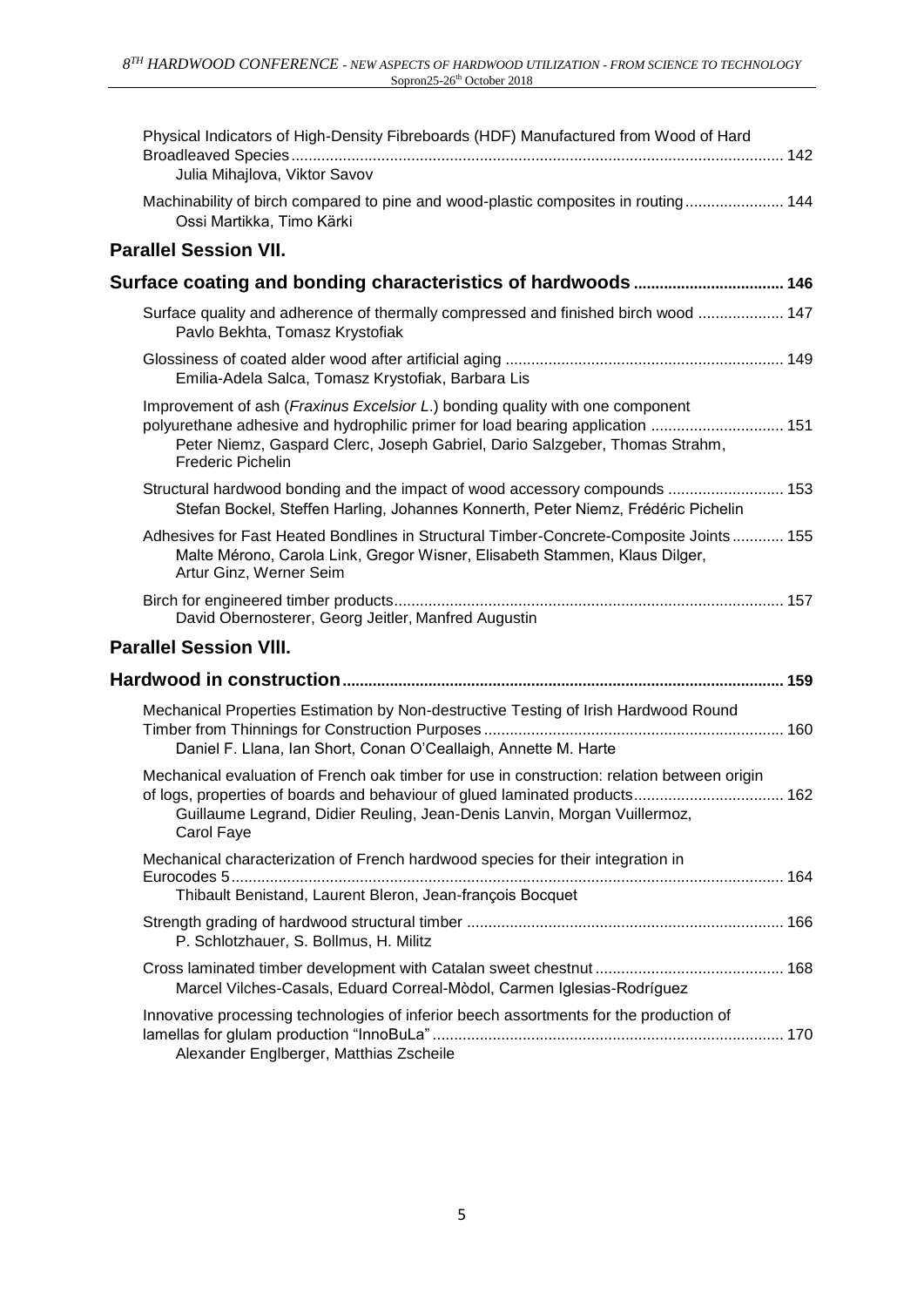Physical Indicators of High-Density Fibreboards (HDF) Manufactured from Wood of Hard Broadleaved Species ........ 142
Julia Mihajlova, Viktor Savov

Machinability of birch compared to pine and wood-plastic composites in routing ........ 144
Ossi Martikka, Timo Kärki

## Parallel Session VII.

## Surface coating and bonding characteristics of hardwoods ........ 146

Surface quality and adherence of thermally compressed and finished birch wood ........ 147
Pavlo Bekhta, Tomasz Krystofiak

Glossiness of coated alder wood after artificial aging ........ 149
Emilia-Adela Salca, Tomasz Krystofiak, Barbara Lis

Improvement of ash (*Fraxinus Excelsior L.*) bonding quality with one component polyurethane adhesive and hydrophilic primer for load bearing application ........ 151
Peter Niemz, Gaspard Clerc, Joseph Gabriel, Dario Salzgeber, Thomas Strahm, Frederic Pichelin

Structural hardwood bonding and the impact of wood accessory compounds ........ 153
Stefan Bockel, Steffen Harling, Johannes Konnerth, Peter Niemz, Frédéric Pichelin

Adhesives for Fast Heated Bondlines in Structural Timber-Concrete-Composite Joints ........ 155
Malte Mérono, Carola Link, Gregor Wisner, Elisabeth Stammen, Klaus Dilger, Artur Ginz, Werner Seim

Birch for engineered timber products ........ 157
David Obernosterer, Georg Jeitler, Manfred Augustin

## Parallel Session VIII.

## Hardwood in construction ........ 159

Mechanical Properties Estimation by Non-destructive Testing of Irish Hardwood Round Timber from Thinnings for Construction Purposes ........ 160
Daniel F. Llana, Ian Short, Conan O'Ceallaigh, Annette M. Harte

Mechanical evaluation of French oak timber for use in construction: relation between origin of logs, properties of boards and behaviour of glued laminated products ........ 162
Guillaume Legrand, Didier Reuling, Jean-Denis Lanvin, Morgan Vuillermoz, Carol Faye

Mechanical characterization of French hardwood species for their integration in Eurocodes 5 ........ 164
Thibault Benistand, Laurent Bleron, Jean-françois Bocquet

Strength grading of hardwood structural timber ........ 166
P. Schlotzhauer, S. Bollmus, H. Militz

Cross laminated timber development with Catalan sweet chestnut ........ 168
Marcel Vilches-Casals, Eduard Correal-Mòdol, Carmen Iglesias-Rodríguez

Innovative processing technologies of inferior beech assortments for the production of lamellas for glulam production "InnoBuLa" ........ 170
Alexander Englberger, Matthias Zscheile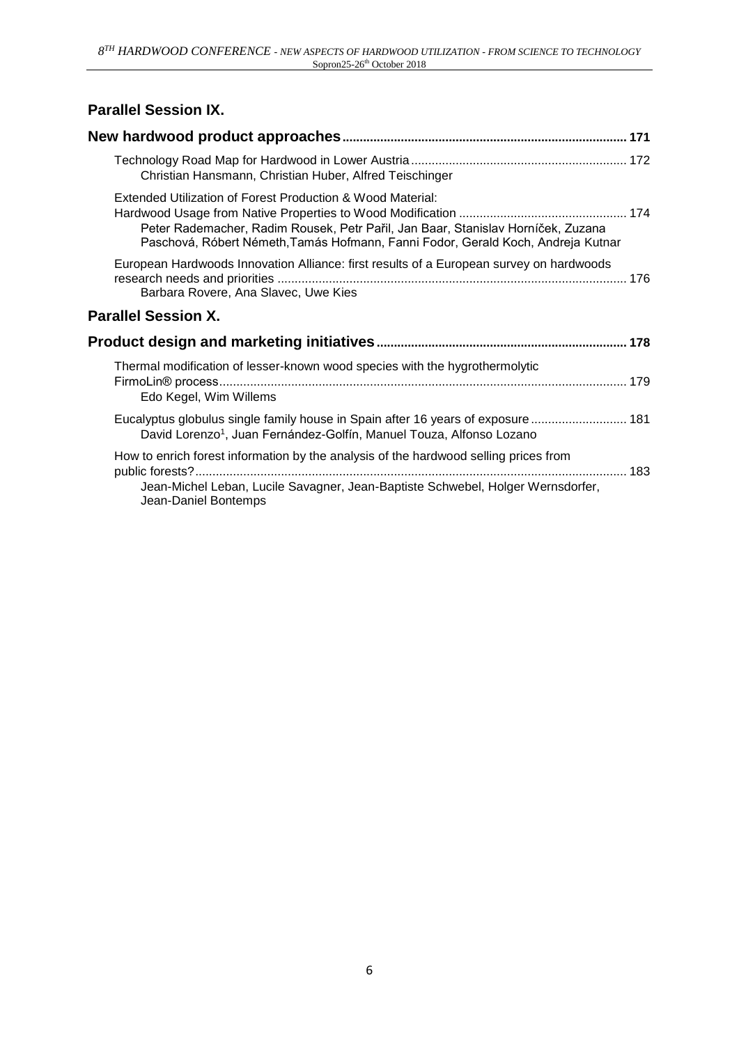## Parallel Session IX.

**New hardwood product approaches** ....................................................... 171

Technology Road Map for Hardwood in Lower Austria ....................................................... 172
Christian Hansmann, Christian Huber, Alfred Teischinger

Extended Utilization of Forest Production & Wood Material:
Hardwood Usage from Native Properties to Wood Modification ....................................................... 174
Peter Rademacher, Radim Rousek, Petr Pařil, Jan Baar, Stanislav Horníček, Zuzana Paschová, Róbert Németh, Tamás Hofmann, Fanni Fodor, Gerald Koch, Andreja Kutnar

European Hardwoods Innovation Alliance: first results of a European survey on hardwoods research needs and priorities ....................................................... 176
Barbara Rovere, Ana Slavec, Uwe Kies

## Parallel Session X.

**Product design and marketing initiatives** ....................................................... 178

Thermal modification of lesser-known wood species with the hygrothermolytic FirmoLin® process ....................................................... 179
Edo Kegel, Wim Willems

Eucalyptus globulus single family house in Spain after 16 years of exposure ....................................................... 181
David Lorenzo[1], Juan Fernández-Golfín, Manuel Touza, Alfonso Lozano

How to enrich forest information by the analysis of the hardwood selling prices from public forests? ....................................................... 183
Jean-Michel Leban, Lucile Savagner, Jean-Baptiste Schwebel, Holger Wernsdorfer, Jean-Daniel Bontemps